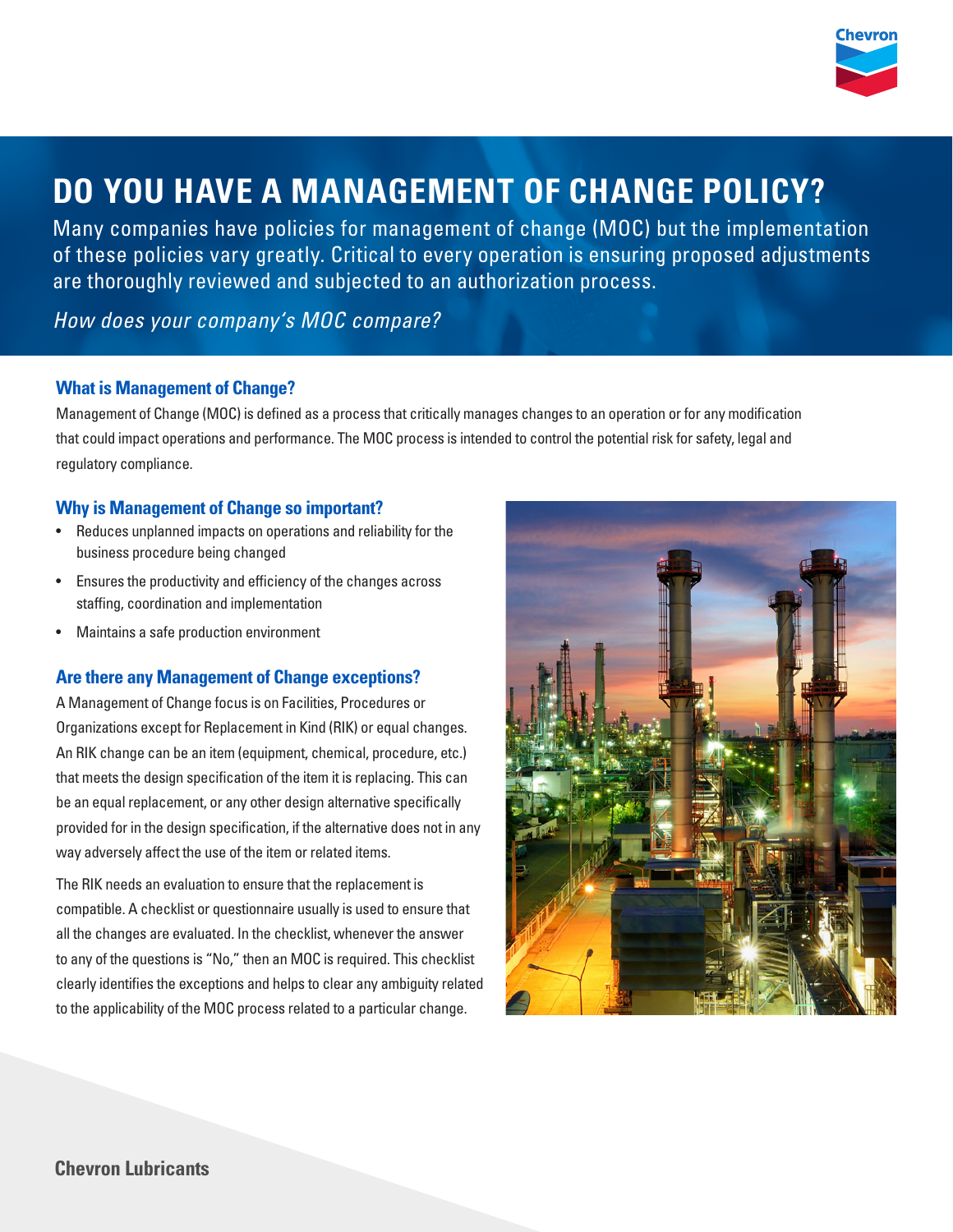# DO YOU HAVE A MANAGEMENT OF CHANGE POLICY?

Many companies have policies for management of change (MOC) but the implementation of these policies vary greatly. Critical to every operation is ensuring proposed adjustments are thoroughly reviewed and subjected to an authorization process.

*How does your company's MOC compare?*

### What is Management of Change?

Management of Change (MOC) is defined as a process that critically manages changes to an operation or for any modification that could impact operations and performance. The MOC process is intended to control the potential risk for safety, legal and regulatory compliance.

### Why is Management of Change so important?

- Reduces unplanned impacts on operations and reliability for the business procedure being changed
- Ensures the productivity and efficiency of the changes across staffing, coordination and implementation
- Maintains a safe production environment

### Are there any Management of Change exceptions?

A Management of Change focus is on Facilities, Procedures or Organizations except for Replacement in Kind (RIK) or equal changes. An RIK change can be an item (equipment, chemical, procedure, etc.) that meets the design specification of the item it is replacing. This can be an equal replacement, or any other design alternative specifically provided for in the design specification, if the alternative does not in any way adversely affect the use of the item or related items.

The RIK needs an evaluation to ensure that the replacement is compatible. A checklist or questionnaire usually is used to ensure that all the changes are evaluated. In the checklist, whenever the answer to any of the questions is "No," then an MOC is required. This checklist clearly identifies the exceptions and helps to clear any ambiguity related to the applicability of the MOC process related to a particular change.

**Chevron Lubricants**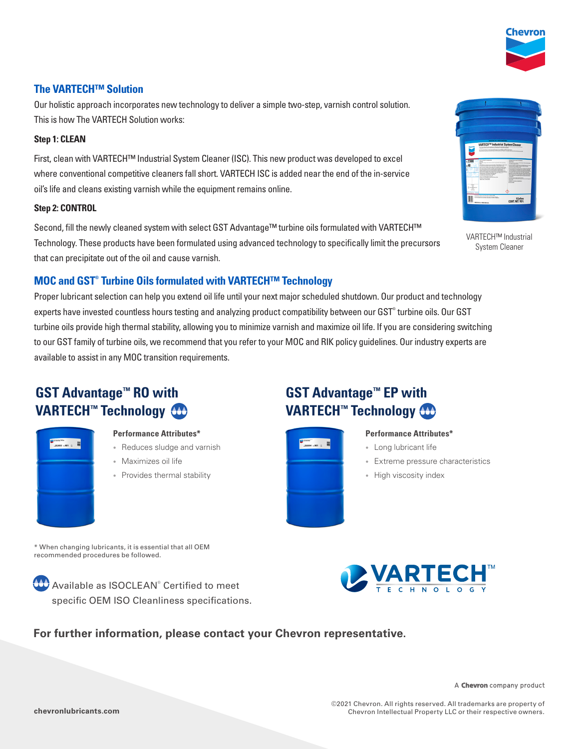## The VARTECH™ Solution

Our holistic approach incorporates new technology to deliver a simple two-step, varnish control solution. This is how The VARTECH Solution works:

**Step 1: CLEAN**

First, clean with VARTECH™ Industrial System Cleaner (ISC). This new product was developed to excel where conventional competitive cleaners fall short. VARTECH ISC is added near the end of the in-service oil's life and cleans existing varnish while the equipment remains online.

**Step 2: CONTROL**

Second, fill the newly cleaned system with select GST Advantage™ turbine oils formulated with VARTECH™ Technology. These products have been formulated using advanced technology to specifically limit the precursors that can precipitate out of the oil and cause varnish.

VARTECH™ Industrial System Cleaner

## MOC and GST® Turbine Oils formulated with VARTECH™ Technology

Proper lubricant selection can help you extend oil life until your next major scheduled shutdown. Our product and technology experts have invested countless hours testing and analyzing product compatibility between our GST® turbine oils. Our GST turbine oils provide high thermal stability, allowing you to minimize varnish and maximize oil life. If you are considering switching to our GST family of turbine oils, we recommend that you refer to your MOC and RIK policy guidelines. Our industry experts are available to assist in any MOC transition requirements.

## GST Advantage™ RO with VARTECH™ Technology

**Performance Attributes***

- Reduces sludge and varnish
- Maximizes oil life
- Provides thermal stability

## GST Advantage™ EP with VARTECH™ Technology

**Performance Attributes***

- Long lubricant life
- Extreme pressure characteristics
- High viscosity index

* When changing lubricants, it is essential that all OEM recommended procedures be followed.

Available as ISOCLEAN® Certified to meet specific OEM ISO Cleanliness specifications.

VARTECH™ TECHNOLOGY

**For further information, please contact your Chevron representative.**

A Chevron company product

chevronlubricants.com

©2021 Chevron. All rights reserved. All trademarks are property of Chevron Intellectual Property LLC or their respective owners.